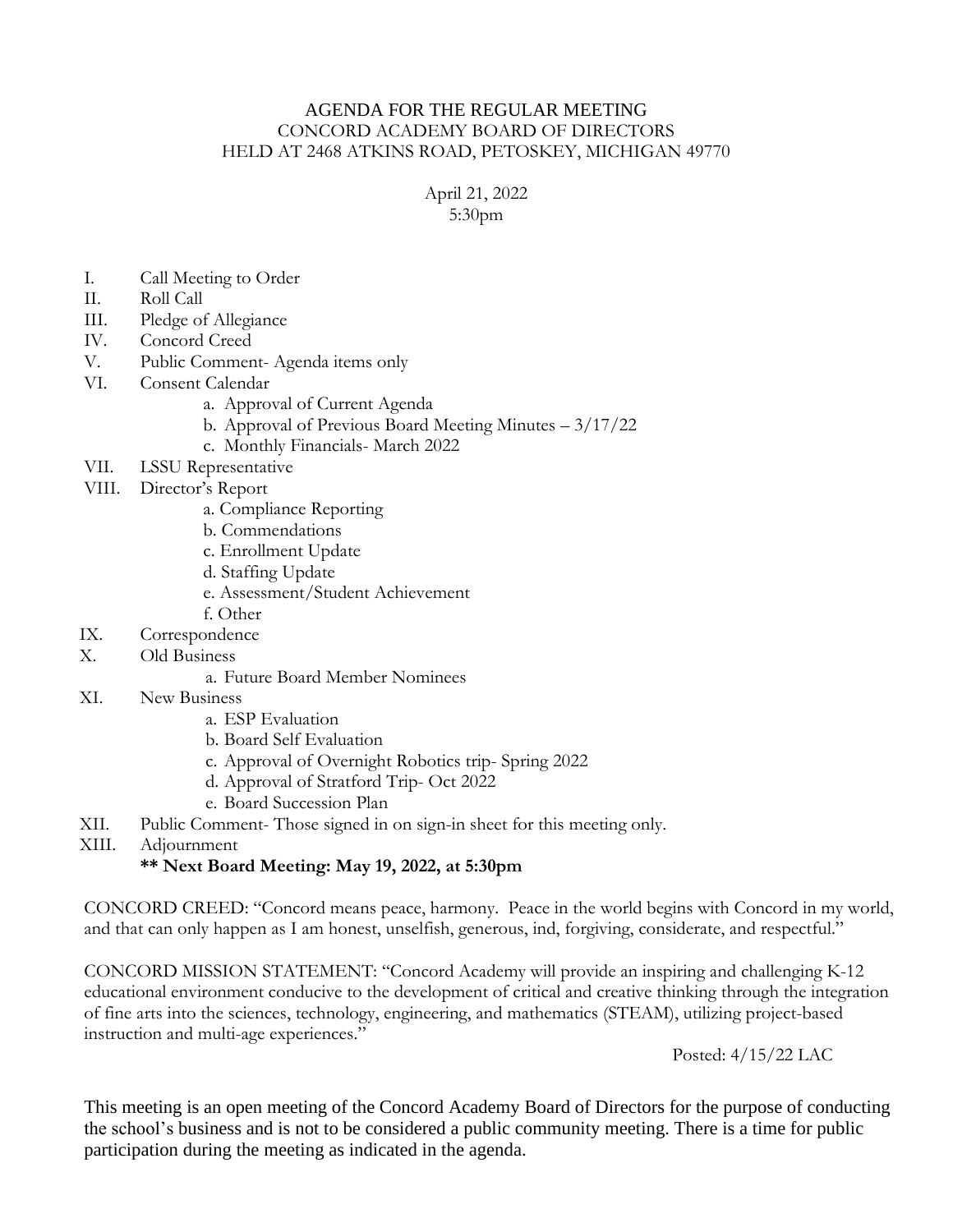# AGENDA FOR THE REGULAR MEETING
## CONCORD ACADEMY BOARD OF DIRECTORS
## HELD AT 2468 ATKINS ROAD, PETOSKEY, MICHIGAN 49770

April 21, 2022
5:30pm

I. Call Meeting to Order
II. Roll Call
III. Pledge of Allegiance
IV. Concord Creed
V. Public Comment- Agenda items only
VI. Consent Calendar
   a. Approval of Current Agenda
   b. Approval of Previous Board Meeting Minutes – 3/17/22
   c. Monthly Financials- March 2022
VII. LSSU Representative
VIII. Director's Report
   a. Compliance Reporting
   b. Commendations
   c. Enrollment Update
   d. Staffing Update
   e. Assessment/Student Achievement
   f. Other
IX. Correspondence
X. Old Business
   a. Future Board Member Nominees
XI. New Business
   a. ESP Evaluation
   b. Board Self Evaluation
   c. Approval of Overnight Robotics trip- Spring 2022
   d. Approval of Stratford Trip- Oct 2022
   e. Board Succession Plan
XII. Public Comment- Those signed in on sign-in sheet for this meeting only.
XIII. Adjournment

**** Next Board Meeting: May 19, 2022, at 5:30pm**

CONCORD CREED: "Concord means peace, harmony. Peace in the world begins with Concord in my world, and that can only happen as I am honest, unselfish, generous, ind, forgiving, considerate, and respectful."

CONCORD MISSION STATEMENT: "Concord Academy will provide an inspiring and challenging K-12 educational environment conducive to the development of critical and creative thinking through the integration of fine arts into the sciences, technology, engineering, and mathematics (STEAM), utilizing project-based instruction and multi-age experiences."

Posted: 4/15/22 LAC

This meeting is an open meeting of the Concord Academy Board of Directors for the purpose of conducting the school's business and is not to be considered a public community meeting. There is a time for public participation during the meeting as indicated in the agenda.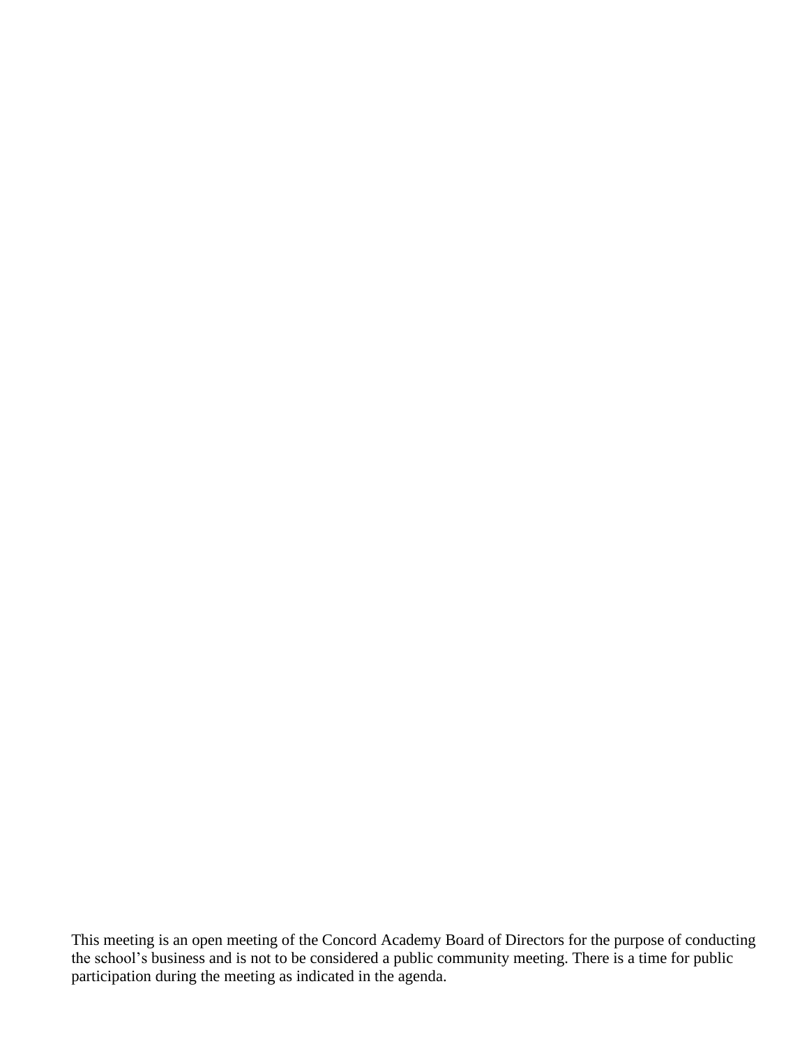This meeting is an open meeting of the Concord Academy Board of Directors for the purpose of conducting the school's business and is not to be considered a public community meeting. There is a time for public participation during the meeting as indicated in the agenda.